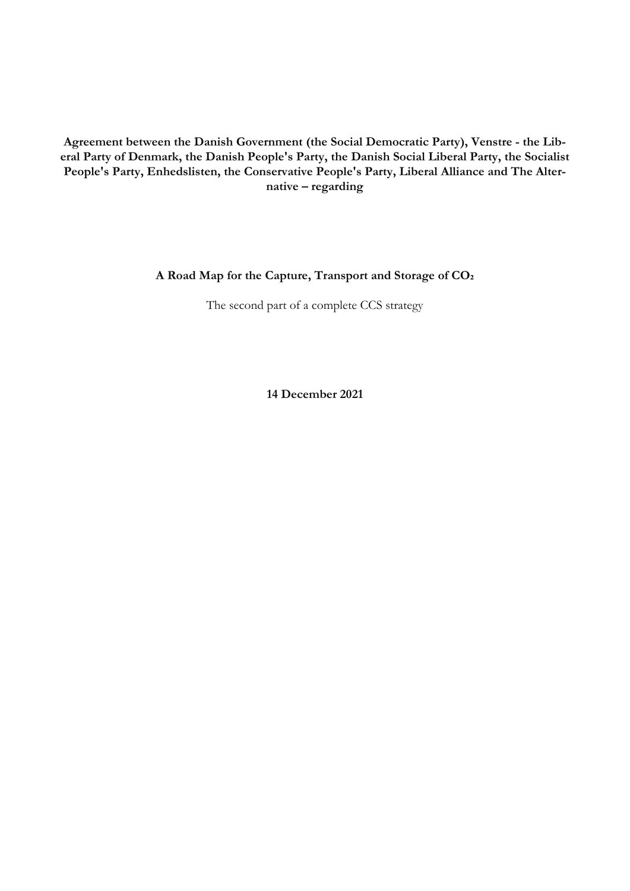**Agreement between the Danish Government (the Social Democratic Party), Venstre - the Liberal Party of Denmark, the Danish People's Party, the Danish Social Liberal Party, the Socialist People's Party, Enhedslisten, the Conservative People's Party, Liberal Alliance and The Alternative – regarding**

# A Road Map for the Capture, Transport and Storage of $CO_2$

The second part of a complete CCS strategy

**14 December 2021**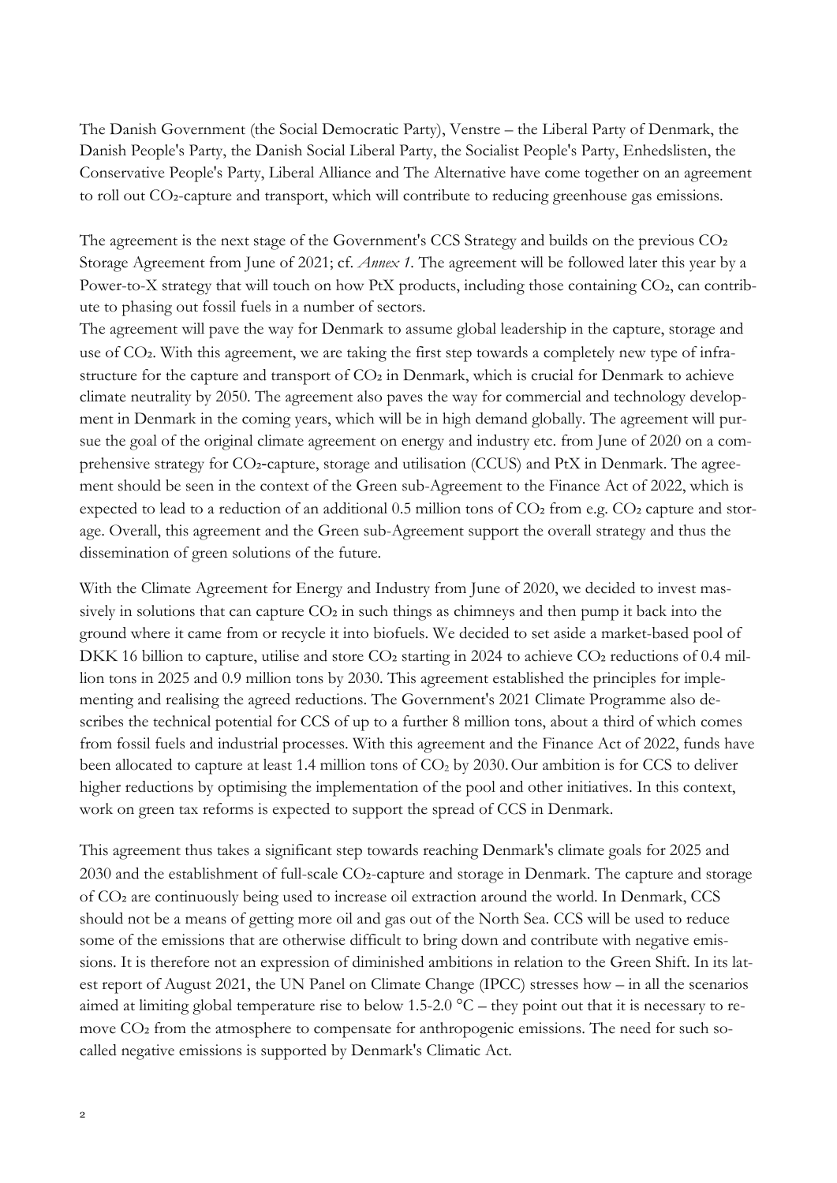The Danish Government (the Social Democratic Party), Venstre – the Liberal Party of Denmark, the Danish People's Party, the Danish Social Liberal Party, the Socialist People's Party, Enhedslisten, the Conservative People's Party, Liberal Alliance and The Alternative have come together on an agreement to roll out $CO_2$-capture and transport, which will contribute to reducing greenhouse gas emissions.

The agreement is the next stage of the Government's CCS Strategy and builds on the previous $CO_2$ Storage Agreement from June of 2021; cf. *Annex 1*. The agreement will be followed later this year by a Power-to-X strategy that will touch on how PtX products, including those containing $CO_2$, can contribute to phasing out fossil fuels in a number of sectors.

The agreement will pave the way for Denmark to assume global leadership in the capture, storage and use of $CO_2$. With this agreement, we are taking the first step towards a completely new type of infrastructure for the capture and transport of $CO_2$ in Denmark, which is crucial for Denmark to achieve climate neutrality by 2050. The agreement also paves the way for commercial and technology development in Denmark in the coming years, which will be in high demand globally. The agreement will pursue the goal of the original climate agreement on energy and industry etc. from June of 2020 on a comprehensive strategy for $CO_2$-capture, storage and utilisation (CCUS) and PtX in Denmark. The agreement should be seen in the context of the Green sub-Agreement to the Finance Act of 2022, which is expected to lead to a reduction of an additional 0.5 million tons of $CO_2$ from e.g. $CO_2$ capture and storage. Overall, this agreement and the Green sub-Agreement support the overall strategy and thus the dissemination of green solutions of the future.

With the Climate Agreement for Energy and Industry from June of 2020, we decided to invest massively in solutions that can capture $CO_2$ in such things as chimneys and then pump it back into the ground where it came from or recycle it into biofuels. We decided to set aside a market-based pool of DKK 16 billion to capture, utilise and store $CO_2$ starting in 2024 to achieve $CO_2$ reductions of 0.4 million tons in 2025 and 0.9 million tons by 2030. This agreement established the principles for implementing and realising the agreed reductions. The Government's 2021 Climate Programme also describes the technical potential for CCS of up to a further 8 million tons, about a third of which comes from fossil fuels and industrial processes. With this agreement and the Finance Act of 2022, funds have been allocated to capture at least 1.4 million tons of $CO_2$ by 2030. Our ambition is for CCS to deliver higher reductions by optimising the implementation of the pool and other initiatives. In this context, work on green tax reforms is expected to support the spread of CCS in Denmark.

This agreement thus takes a significant step towards reaching Denmark's climate goals for 2025 and 2030 and the establishment of full-scale $CO_2$-capture and storage in Denmark. The capture and storage of $CO_2$ are continuously being used to increase oil extraction around the world. In Denmark, CCS should not be a means of getting more oil and gas out of the North Sea. CCS will be used to reduce some of the emissions that are otherwise difficult to bring down and contribute with negative emissions. It is therefore not an expression of diminished ambitions in relation to the Green Shift. In its latest report of August 2021, the UN Panel on Climate Change (IPCC) stresses how – in all the scenarios aimed at limiting global temperature rise to below 1.5-2.0 °C – they point out that it is necessary to remove $CO_2$ from the atmosphere to compensate for anthropogenic emissions. The need for such so-called negative emissions is supported by Denmark's Climatic Act.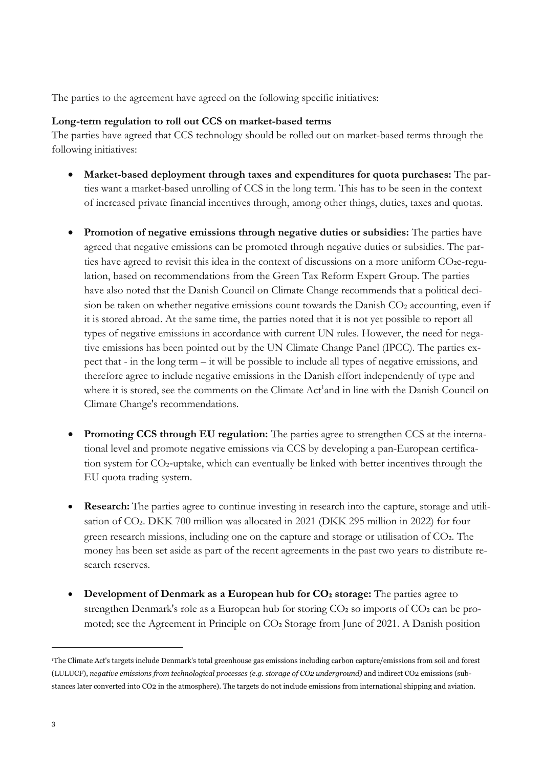The parties to the agreement have agreed on the following specific initiatives:

**Long-term regulation to roll out CCS on market-based terms**

The parties have agreed that CCS technology should be rolled out on market-based terms through the following initiatives:

- **Market-based deployment through taxes and expenditures for quota purchases:** The parties want a market-based unrolling of CCS in the long term. This has to be seen in the context of increased private financial incentives through, among other things, duties, taxes and quotas.
- **Promotion of negative emissions through negative duties or subsidies:** The parties have agreed that negative emissions can be promoted through negative duties or subsidies. The parties have agreed to revisit this idea in the context of discussions on a more uniform $CO_2e$-regulation, based on recommendations from the Green Tax Reform Expert Group. The parties have also noted that the Danish Council on Climate Change recommends that a political decision be taken on whether negative emissions count towards the Danish $CO_2$ accounting, even if it is stored abroad. At the same time, the parties noted that it is not yet possible to report all types of negative emissions in accordance with current UN rules. However, the need for negative emissions has been pointed out by the UN Climate Change Panel (IPCC). The parties expect that - in the long term – it will be possible to include all types of negative emissions, and therefore agree to include negative emissions in the Danish effort independently of type and where it is stored, see the comments on the Climate Act[1] and in line with the Danish Council on Climate Change's recommendations.
- **Promoting CCS through EU regulation:** The parties agree to strengthen CCS at the international level and promote negative emissions via CCS by developing a pan-European certification system for $CO_2$-uptake, which can eventually be linked with better incentives through the EU quota trading system.
- **Research:** The parties agree to continue investing in research into the capture, storage and utilisation of $CO_2$. DKK 700 million was allocated in 2021 (DKK 295 million in 2022) for four green research missions, including one on the capture and storage or utilisation of $CO_2$. The money has been set aside as part of the recent agreements in the past two years to distribute research reserves.
- **Development of Denmark as a European hub for $CO_2$ storage:** The parties agree to strengthen Denmark's role as a European hub for storing $CO_2$ so imports of $CO_2$ can be promoted; see the Agreement in Principle on $CO_2$ Storage from June of 2021. A Danish position

---

[1] The Climate Act's targets include Denmark's total greenhouse gas emissions including carbon capture/emissions from soil and forest (LULUCF), *negative emissions from technological processes (e.g. storage of CO2 underground)* and indirect CO2 emissions (substances later converted into CO2 in the atmosphere). The targets do not include emissions from international shipping and aviation.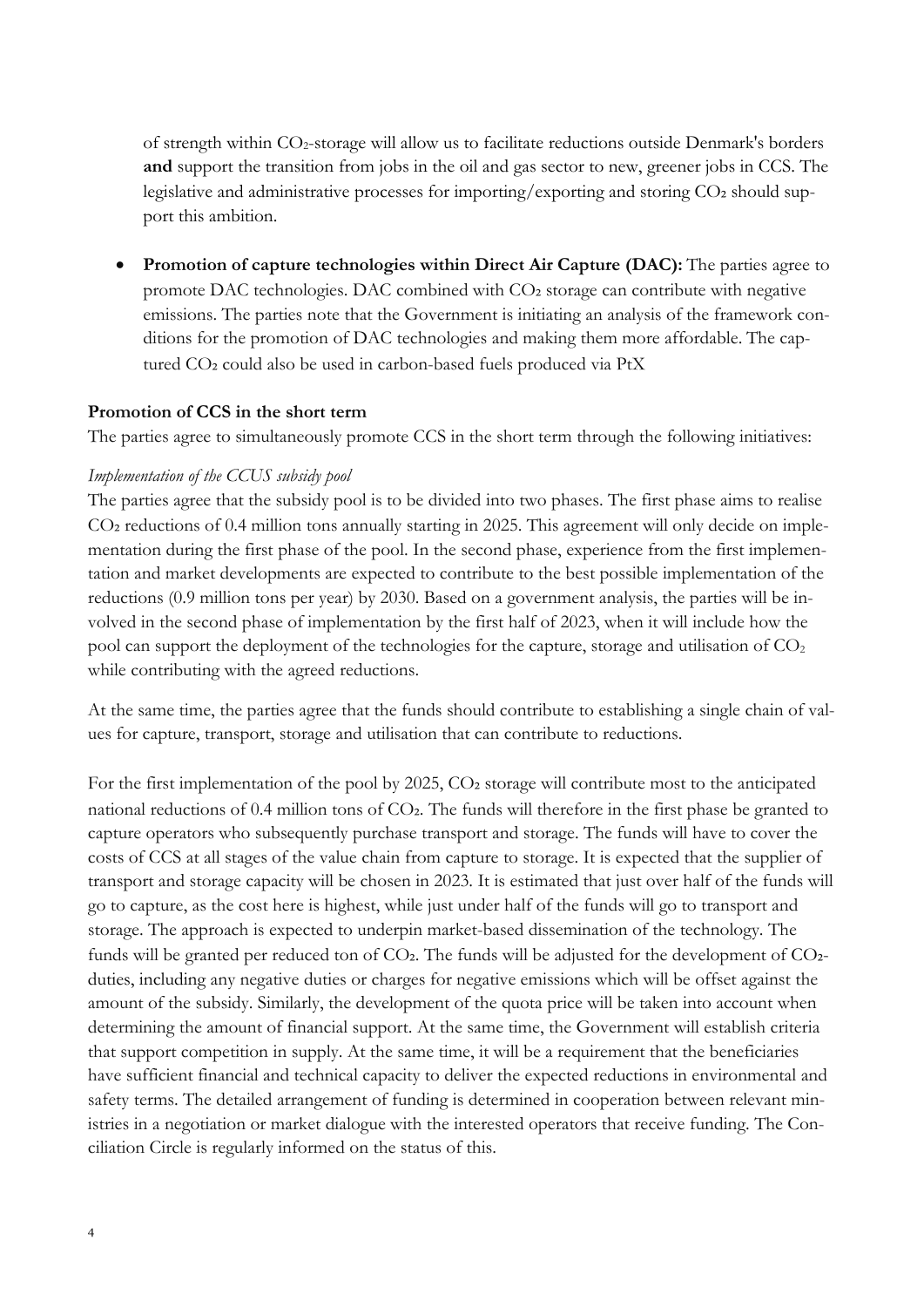of strength within $CO_2$-storage will allow us to facilitate reductions outside Denmark's borders **and** support the transition from jobs in the oil and gas sector to new, greener jobs in CCS. The legislative and administrative processes for importing/exporting and storing $CO_2$ should support this ambition.

- **Promotion of capture technologies within Direct Air Capture (DAC):** The parties agree to promote DAC technologies. DAC combined with $CO_2$ storage can contribute with negative emissions. The parties note that the Government is initiating an analysis of the framework conditions for the promotion of DAC technologies and making them more affordable. The captured $CO_2$ could also be used in carbon-based fuels produced via PtX

**Promotion of CCS in the short term**

The parties agree to simultaneously promote CCS in the short term through the following initiatives:

*Implementation of the CCUS subsidy pool*

The parties agree that the subsidy pool is to be divided into two phases. The first phase aims to realise $CO_2$ reductions of 0.4 million tons annually starting in 2025. This agreement will only decide on implementation during the first phase of the pool. In the second phase, experience from the first implementation and market developments are expected to contribute to the best possible implementation of the reductions (0.9 million tons per year) by 2030. Based on a government analysis, the parties will be involved in the second phase of implementation by the first half of 2023, when it will include how the pool can support the deployment of the technologies for the capture, storage and utilisation of $CO_2$ while contributing with the agreed reductions.

At the same time, the parties agree that the funds should contribute to establishing a single chain of values for capture, transport, storage and utilisation that can contribute to reductions.

For the first implementation of the pool by 2025, $CO_2$ storage will contribute most to the anticipated national reductions of 0.4 million tons of $CO_2$. The funds will therefore in the first phase be granted to capture operators who subsequently purchase transport and storage. The funds will have to cover the costs of CCS at all stages of the value chain from capture to storage. It is expected that the supplier of transport and storage capacity will be chosen in 2023. It is estimated that just over half of the funds will go to capture, as the cost here is highest, while just under half of the funds will go to transport and storage. The approach is expected to underpin market-based dissemination of the technology. The funds will be granted per reduced ton of $CO_2$. The funds will be adjusted for the development of $CO_2$-duties, including any negative duties or charges for negative emissions which will be offset against the amount of the subsidy. Similarly, the development of the quota price will be taken into account when determining the amount of financial support. At the same time, the Government will establish criteria that support competition in supply. At the same time, it will be a requirement that the beneficiaries have sufficient financial and technical capacity to deliver the expected reductions in environmental and safety terms. The detailed arrangement of funding is determined in cooperation between relevant ministries in a negotiation or market dialogue with the interested operators that receive funding. The Conciliation Circle is regularly informed on the status of this.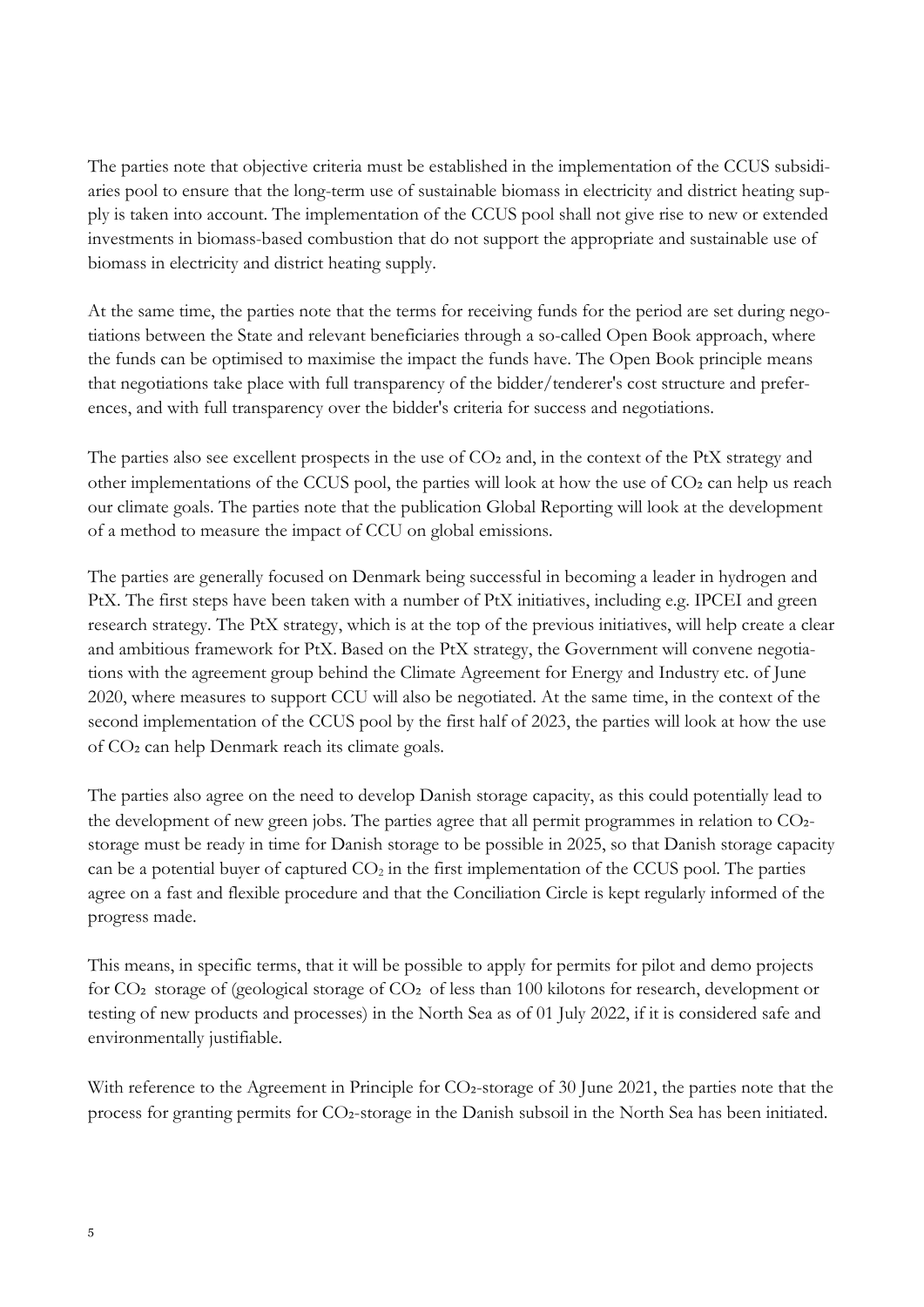The parties note that objective criteria must be established in the implementation of the CCUS subsidiaries pool to ensure that the long-term use of sustainable biomass in electricity and district heating supply is taken into account. The implementation of the CCUS pool shall not give rise to new or extended investments in biomass-based combustion that do not support the appropriate and sustainable use of biomass in electricity and district heating supply.

At the same time, the parties note that the terms for receiving funds for the period are set during negotiations between the State and relevant beneficiaries through a so-called Open Book approach, where the funds can be optimised to maximise the impact the funds have. The Open Book principle means that negotiations take place with full transparency of the bidder/tenderer's cost structure and preferences, and with full transparency over the bidder's criteria for success and negotiations.

The parties also see excellent prospects in the use of $CO_2$ and, in the context of the PtX strategy and other implementations of the CCUS pool, the parties will look at how the use of $CO_2$ can help us reach our climate goals. The parties note that the publication Global Reporting will look at the development of a method to measure the impact of CCU on global emissions.

The parties are generally focused on Denmark being successful in becoming a leader in hydrogen and PtX. The first steps have been taken with a number of PtX initiatives, including e.g. IPCEI and green research strategy. The PtX strategy, which is at the top of the previous initiatives, will help create a clear and ambitious framework for PtX. Based on the PtX strategy, the Government will convene negotiations with the agreement group behind the Climate Agreement for Energy and Industry etc. of June 2020, where measures to support CCU will also be negotiated. At the same time, in the context of the second implementation of the CCUS pool by the first half of 2023, the parties will look at how the use of $CO_2$ can help Denmark reach its climate goals.

The parties also agree on the need to develop Danish storage capacity, as this could potentially lead to the development of new green jobs. The parties agree that all permit programmes in relation to $CO_2$-storage must be ready in time for Danish storage to be possible in 2025, so that Danish storage capacity can be a potential buyer of captured $CO_2$ in the first implementation of the CCUS pool. The parties agree on a fast and flexible procedure and that the Conciliation Circle is kept regularly informed of the progress made.

This means, in specific terms, that it will be possible to apply for permits for pilot and demo projects for $CO_2$ storage of (geological storage of $CO_2$ of less than 100 kilotons for research, development or testing of new products and processes) in the North Sea as of 01 July 2022, if it is considered safe and environmentally justifiable.

With reference to the Agreement in Principle for $CO_2$-storage of 30 June 2021, the parties note that the process for granting permits for $CO_2$-storage in the Danish subsoil in the North Sea has been initiated.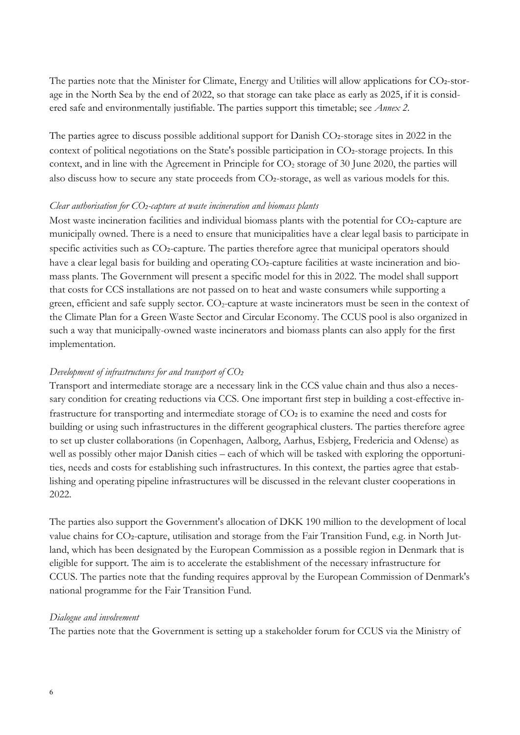The parties note that the Minister for Climate, Energy and Utilities will allow applications for $CO_2$-storage in the North Sea by the end of 2022, so that storage can take place as early as 2025, if it is considered safe and environmentally justifiable. The parties support this timetable; see *Annex 2*.

The parties agree to discuss possible additional support for Danish $CO_2$-storage sites in 2022 in the context of political negotiations on the State's possible participation in $CO_2$-storage projects. In this context, and in line with the Agreement in Principle for $CO_2$ storage of 30 June 2020, the parties will also discuss how to secure any state proceeds from $CO_2$-storage, as well as various models for this.

*Clear authorisation for $CO_2$-capture at waste incineration and biomass plants*

Most waste incineration facilities and individual biomass plants with the potential for $CO_2$-capture are municipally owned. There is a need to ensure that municipalities have a clear legal basis to participate in specific activities such as $CO_2$-capture. The parties therefore agree that municipal operators should have a clear legal basis for building and operating $CO_2$-capture facilities at waste incineration and biomass plants. The Government will present a specific model for this in 2022. The model shall support that costs for CCS installations are not passed on to heat and waste consumers while supporting a green, efficient and safe supply sector. $CO_2$-capture at waste incinerators must be seen in the context of the Climate Plan for a Green Waste Sector and Circular Economy. The CCUS pool is also organized in such a way that municipally-owned waste incinerators and biomass plants can also apply for the first implementation.

*Development of infrastructures for and transport of $CO_2$*

Transport and intermediate storage are a necessary link in the CCS value chain and thus also a necessary condition for creating reductions via CCS. One important first step in building a cost-effective infrastructure for transporting and intermediate storage of $CO_2$ is to examine the need and costs for building or using such infrastructures in the different geographical clusters. The parties therefore agree to set up cluster collaborations (in Copenhagen, Aalborg, Aarhus, Esbjerg, Fredericia and Odense) as well as possibly other major Danish cities – each of which will be tasked with exploring the opportunities, needs and costs for establishing such infrastructures. In this context, the parties agree that establishing and operating pipeline infrastructures will be discussed in the relevant cluster cooperations in 2022.

The parties also support the Government's allocation of DKK 190 million to the development of local value chains for $CO_2$-capture, utilisation and storage from the Fair Transition Fund, e.g. in North Jutland, which has been designated by the European Commission as a possible region in Denmark that is eligible for support. The aim is to accelerate the establishment of the necessary infrastructure for CCUS. The parties note that the funding requires approval by the European Commission of Denmark's national programme for the Fair Transition Fund.

*Dialogue and involvement*

The parties note that the Government is setting up a stakeholder forum for CCUS via the Ministry of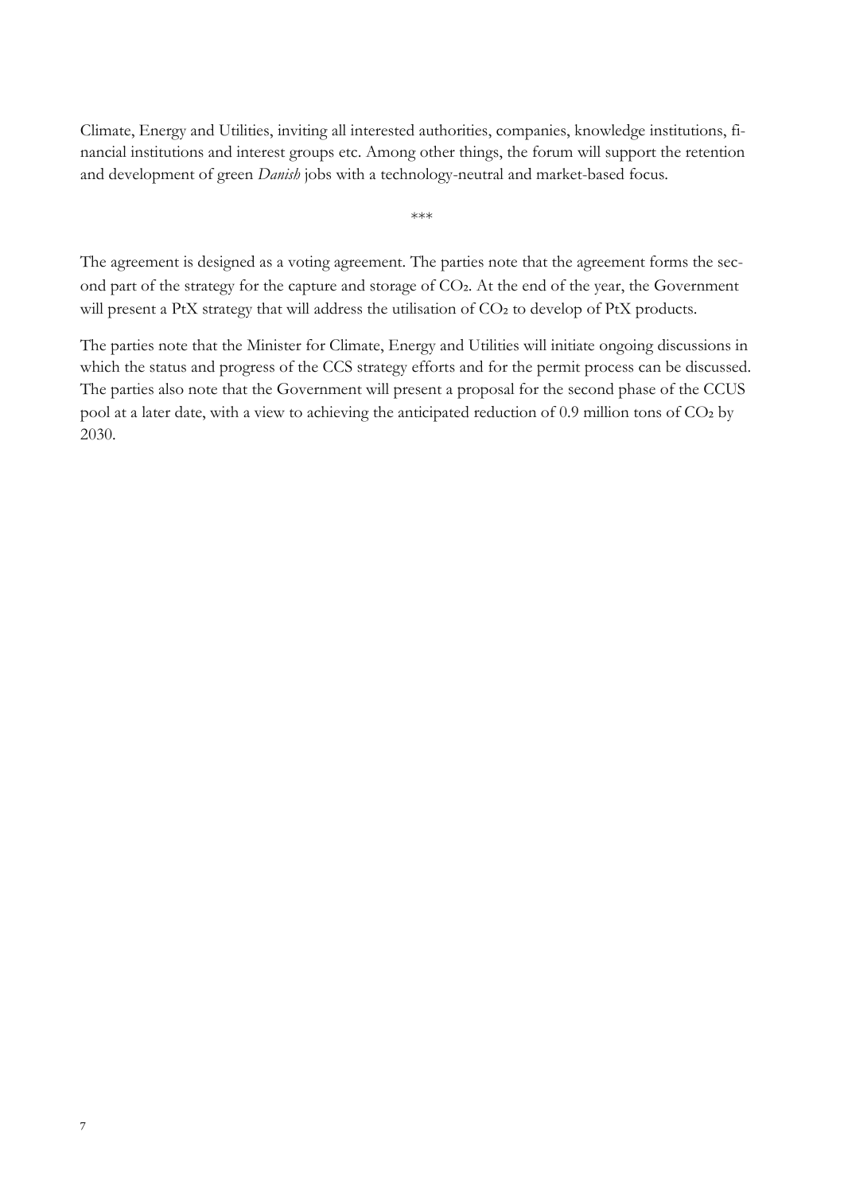Climate, Energy and Utilities, inviting all interested authorities, companies, knowledge institutions, financial institutions and interest groups etc. Among other things, the forum will support the retention and development of green *Danish* jobs with a technology-neutral and market-based focus.

\*\*\*

The agreement is designed as a voting agreement. The parties note that the agreement forms the second part of the strategy for the capture and storage of $CO_2$. At the end of the year, the Government will present a PtX strategy that will address the utilisation of $CO_2$ to develop of PtX products.

The parties note that the Minister for Climate, Energy and Utilities will initiate ongoing discussions in which the status and progress of the CCS strategy efforts and for the permit process can be discussed. The parties also note that the Government will present a proposal for the second phase of the CCUS pool at a later date, with a view to achieving the anticipated reduction of 0.9 million tons of $CO_2$ by 2030.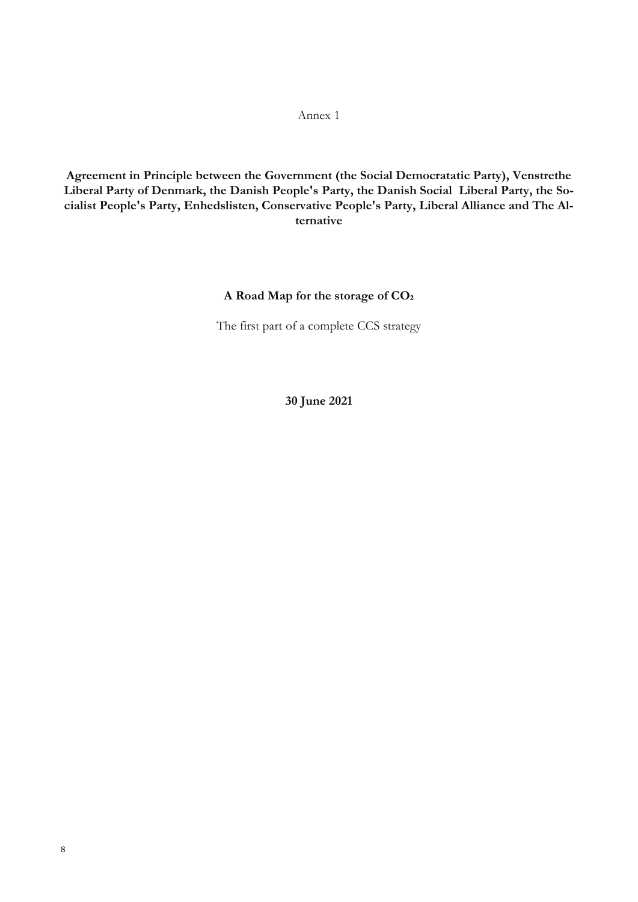Annex 1

**Agreement in Principle between the Government (the Social Democratatic Party), Venstrethe Liberal Party of Denmark, the Danish People's Party, the Danish Social Liberal Party, the Socialist People's Party, Enhedslisten, Conservative People's Party, Liberal Alliance and The Alternative**

# A Road Map for the storage of $CO_2$

The first part of a complete CCS strategy

**30 June 2021**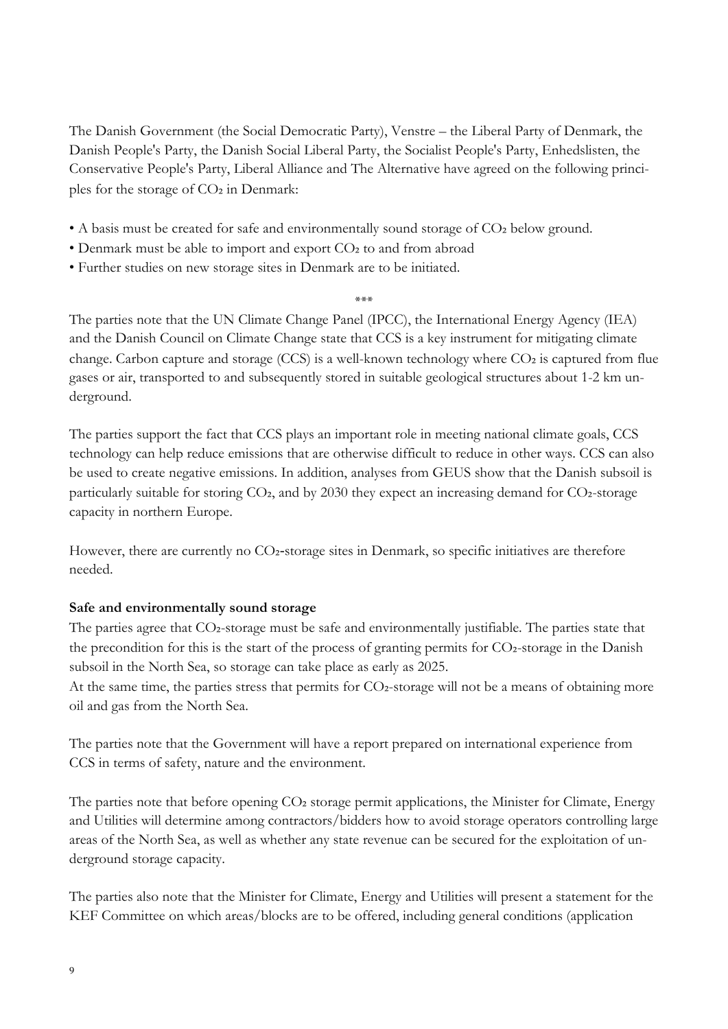The Danish Government (the Social Democratic Party), Venstre – the Liberal Party of Denmark, the Danish People's Party, the Danish Social Liberal Party, the Socialist People's Party, Enhedslisten, the Conservative People's Party, Liberal Alliance and The Alternative have agreed on the following principles for the storage of $CO_2$ in Denmark:

- A basis must be created for safe and environmentally sound storage of $CO_2$ below ground.
- Denmark must be able to import and export $CO_2$ to and from abroad
- Further studies on new storage sites in Denmark are to be initiated.

***

The parties note that the UN Climate Change Panel (IPCC), the International Energy Agency (IEA) and the Danish Council on Climate Change state that CCS is a key instrument for mitigating climate change. Carbon capture and storage (CCS) is a well-known technology where $CO_2$ is captured from flue gases or air, transported to and subsequently stored in suitable geological structures about 1-2 km underground.

The parties support the fact that CCS plays an important role in meeting national climate goals, CCS technology can help reduce emissions that are otherwise difficult to reduce in other ways. CCS can also be used to create negative emissions. In addition, analyses from GEUS show that the Danish subsoil is particularly suitable for storing $CO_2$, and by 2030 they expect an increasing demand for $CO_2$-storage capacity in northern Europe.

However, there are currently no $CO_2$-storage sites in Denmark, so specific initiatives are therefore needed.

**Safe and environmentally sound storage**

The parties agree that $CO_2$-storage must be safe and environmentally justifiable. The parties state that the precondition for this is the start of the process of granting permits for $CO_2$-storage in the Danish subsoil in the North Sea, so storage can take place as early as 2025.
At the same time, the parties stress that permits for $CO_2$-storage will not be a means of obtaining more oil and gas from the North Sea.

The parties note that the Government will have a report prepared on international experience from CCS in terms of safety, nature and the environment.

The parties note that before opening $CO_2$ storage permit applications, the Minister for Climate, Energy and Utilities will determine among contractors/bidders how to avoid storage operators controlling large areas of the North Sea, as well as whether any state revenue can be secured for the exploitation of underground storage capacity.

The parties also note that the Minister for Climate, Energy and Utilities will present a statement for the KEF Committee on which areas/blocks are to be offered, including general conditions (application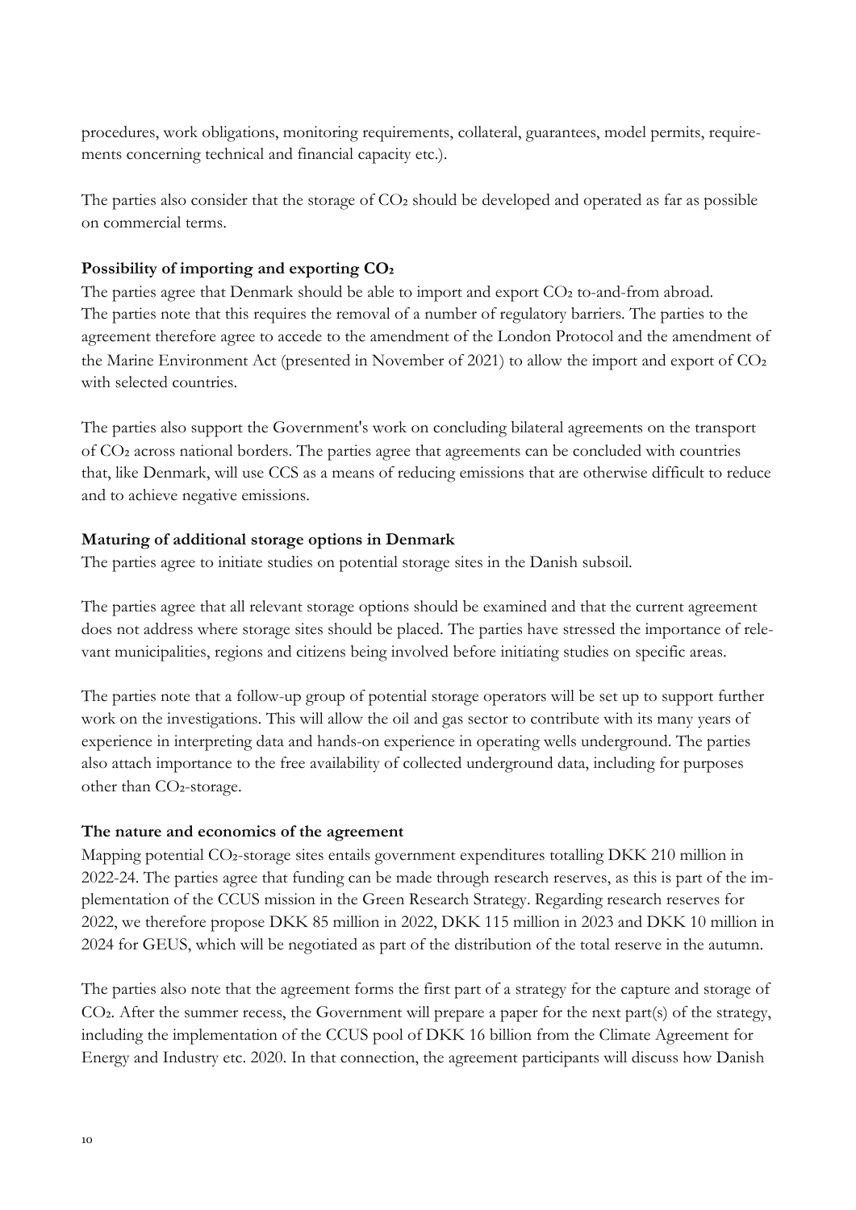procedures, work obligations, monitoring requirements, collateral, guarantees, model permits, requirements concerning technical and financial capacity etc.).

The parties also consider that the storage of $CO_2$ should be developed and operated as far as possible on commercial terms.

**Possibility of importing and exporting $CO_2$**

The parties agree that Denmark should be able to import and export $CO_2$ to-and-from abroad. The parties note that this requires the removal of a number of regulatory barriers. The parties to the agreement therefore agree to accede to the amendment of the London Protocol and the amendment of the Marine Environment Act (presented in November of 2021) to allow the import and export of $CO_2$ with selected countries.

The parties also support the Government's work on concluding bilateral agreements on the transport of $CO_2$ across national borders. The parties agree that agreements can be concluded with countries that, like Denmark, will use CCS as a means of reducing emissions that are otherwise difficult to reduce and to achieve negative emissions.

**Maturing of additional storage options in Denmark**

The parties agree to initiate studies on potential storage sites in the Danish subsoil.

The parties agree that all relevant storage options should be examined and that the current agreement does not address where storage sites should be placed. The parties have stressed the importance of relevant municipalities, regions and citizens being involved before initiating studies on specific areas.

The parties note that a follow-up group of potential storage operators will be set up to support further work on the investigations. This will allow the oil and gas sector to contribute with its many years of experience in interpreting data and hands-on experience in operating wells underground. The parties also attach importance to the free availability of collected underground data, including for purposes other than $CO_2$-storage.

**The nature and economics of the agreement**

Mapping potential $CO_2$-storage sites entails government expenditures totalling DKK 210 million in 2022-24. The parties agree that funding can be made through research reserves, as this is part of the implementation of the CCUS mission in the Green Research Strategy. Regarding research reserves for 2022, we therefore propose DKK 85 million in 2022, DKK 115 million in 2023 and DKK 10 million in 2024 for GEUS, which will be negotiated as part of the distribution of the total reserve in the autumn.

The parties also note that the agreement forms the first part of a strategy for the capture and storage of $CO_2$. After the summer recess, the Government will prepare a paper for the next part(s) of the strategy, including the implementation of the CCUS pool of DKK 16 billion from the Climate Agreement for Energy and Industry etc. 2020. In that connection, the agreement participants will discuss how Danish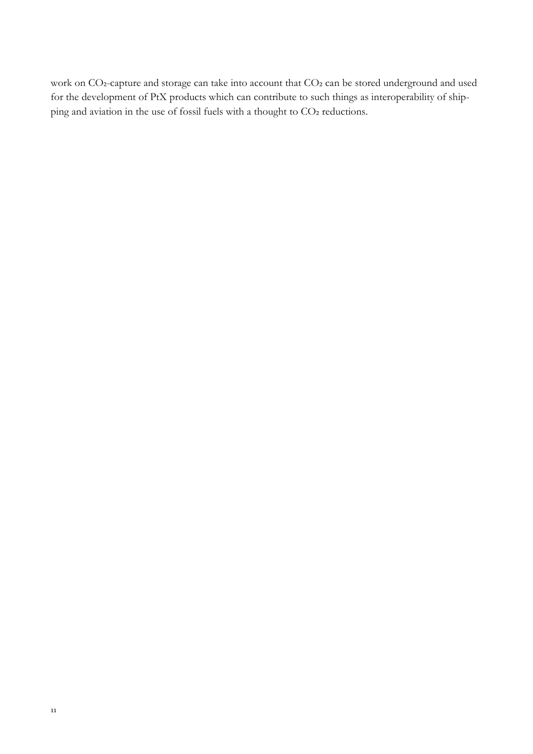work on $CO_2$-capture and storage can take into account that $CO_2$ can be stored underground and used for the development of PtX products which can contribute to such things as interoperability of shipping and aviation in the use of fossil fuels with a thought to $CO_2$ reductions.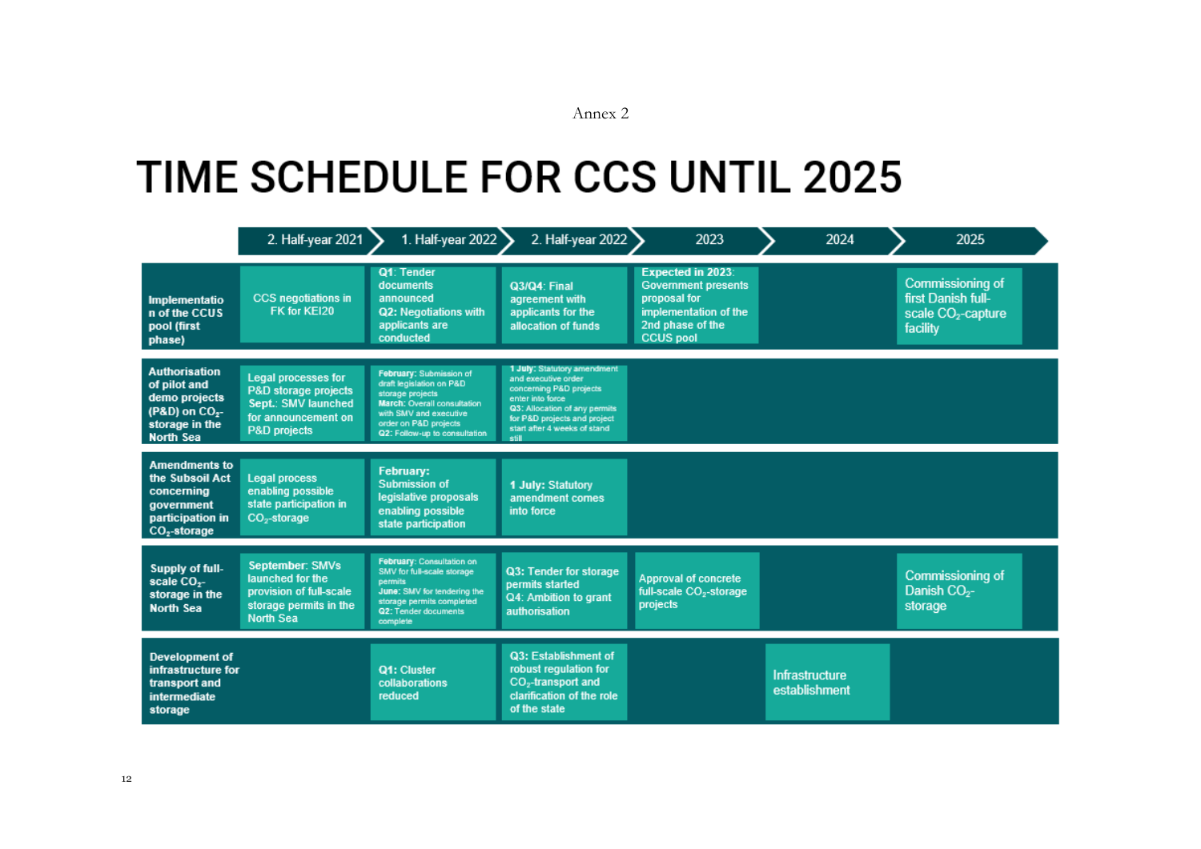Annex 2

# TIME SCHEDULE FOR CCS UNTIL 2025

| | 2. Half-year 2021 | 1. Half-year 2022 | 2. Half-year 2022 | 2023 | 2024 | 2025 |
|---|---|---|---|---|---|---|
| **Implementation of the CCUS pool (first phase)** | CCS negotiations in FK for KEI20 | **Q1**: Tender documents announced **Q2:** Negotiations with applicants are conducted | **Q3/Q4**: Final agreement with applicants for the allocation of funds | **Expected in 2023**: Government presents proposal for implementation of the 2nd phase of the CCUS pool | | Commissioning of first Danish full-scale $CO_2$-capture facility |
| **Authorisation of pilot and demo projects (P&D) on $CO_2$-storage in the North Sea** | Legal processes for P&D storage projects **Sept.**: SMV launched for announcement on P&D projects | **February**: Submission of draft legislation on P&D storage projects **March**: Overall consultation with SMV and executive order on P&D projects **Q2**: Follow-up to consultation | **1 July**: Statutory amendment and executive order concerning P&D projects enter into force **Q3**: Allocation of any permits for P&D projects and project start after 4 weeks of stand still | | | |
| **Amendments to the Subsoil Act concerning government participation in $CO_2$-storage** | Legal process enabling possible state participation in $CO_2$-storage | **February**: Submission of legislative proposals enabling possible state participation | **1 July**: Statutory amendment comes into force | | | |
| **Supply of full-scale $CO_2$-storage in the North Sea** | **September**: SMVs launched for the provision of full-scale storage permits in the North Sea | **February**: Consultation on SMV for full-scale storage permits **June**: SMV for tendering the storage permits completed **Q2**: Tender documents complete | **Q3**: Tender for storage permits started **Q4**: Ambition to grant authorisation | Approval of concrete full-scale $CO_2$-storage projects | | Commissioning of Danish $CO_2$-storage |
| **Development of infrastructure for transport and intermediate storage** | | **Q1**: Cluster collaborations reduced | **Q3**: Establishment of robust regulation for $CO_2$-transport and clarification of the role of the state | | Infrastructure establishment | |